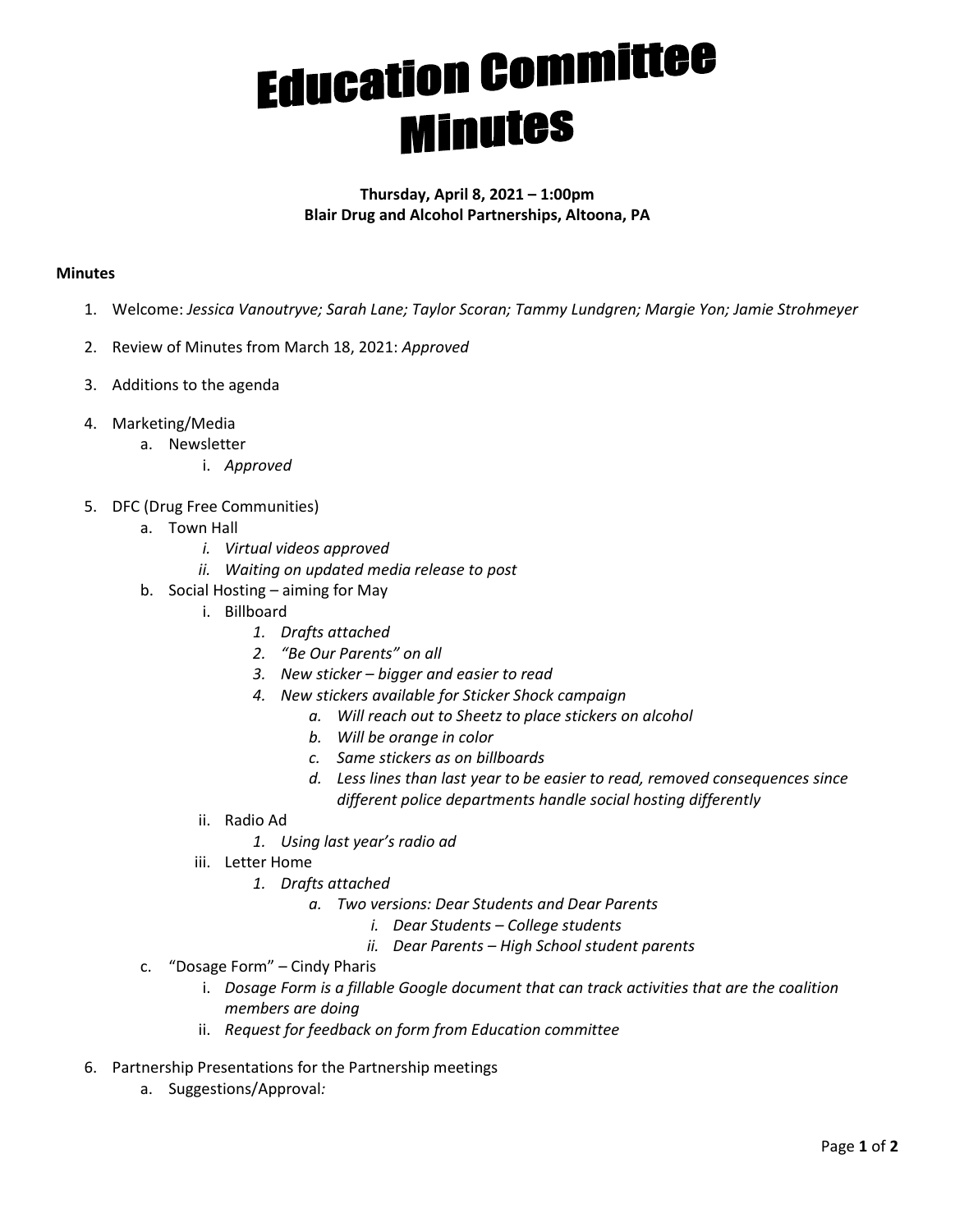# Education Committee Minutes

**Thursday, April 8, 2021 – 1:00pm**
**Blair Drug and Alcohol Partnerships, Altoona, PA**

**Minutes**

1. Welcome: *Jessica Vanoutryve; Sarah Lane; Taylor Scoran; Tammy Lundgren; Margie Yon; Jamie Strohmeyer*
2. Review of Minutes from March 18, 2021: *Approved*
3. Additions to the agenda
4. Marketing/Media
   a. Newsletter
      i. *Approved*
5. DFC (Drug Free Communities)
   a. Town Hall
      i. *Virtual videos approved*
      ii. *Waiting on updated media release to post*
   b. Social Hosting – aiming for May
      i. Billboard
         1. *Drafts attached*
         2. *"Be Our Parents" on all*
         3. *New sticker – bigger and easier to read*
         4. *New stickers available for Sticker Shock campaign*
            a. *Will reach out to Sheetz to place stickers on alcohol*
            b. *Will be orange in color*
            c. *Same stickers as on billboards*
            d. *Less lines than last year to be easier to read, removed consequences since different police departments handle social hosting differently*
      ii. Radio Ad
         1. *Using last year's radio ad*
      iii. Letter Home
         1. *Drafts attached*
            a. *Two versions: Dear Students and Dear Parents*
               i. *Dear Students – College students*
               ii. *Dear Parents – High School student parents*
   c. "Dosage Form" – Cindy Pharis
      i. *Dosage Form is a fillable Google document that can track activities that are the coalition members are doing*
      ii. *Request for feedback on form from Education committee*
6. Partnership Presentations for the Partnership meetings
   a. Suggestions/Approval*:*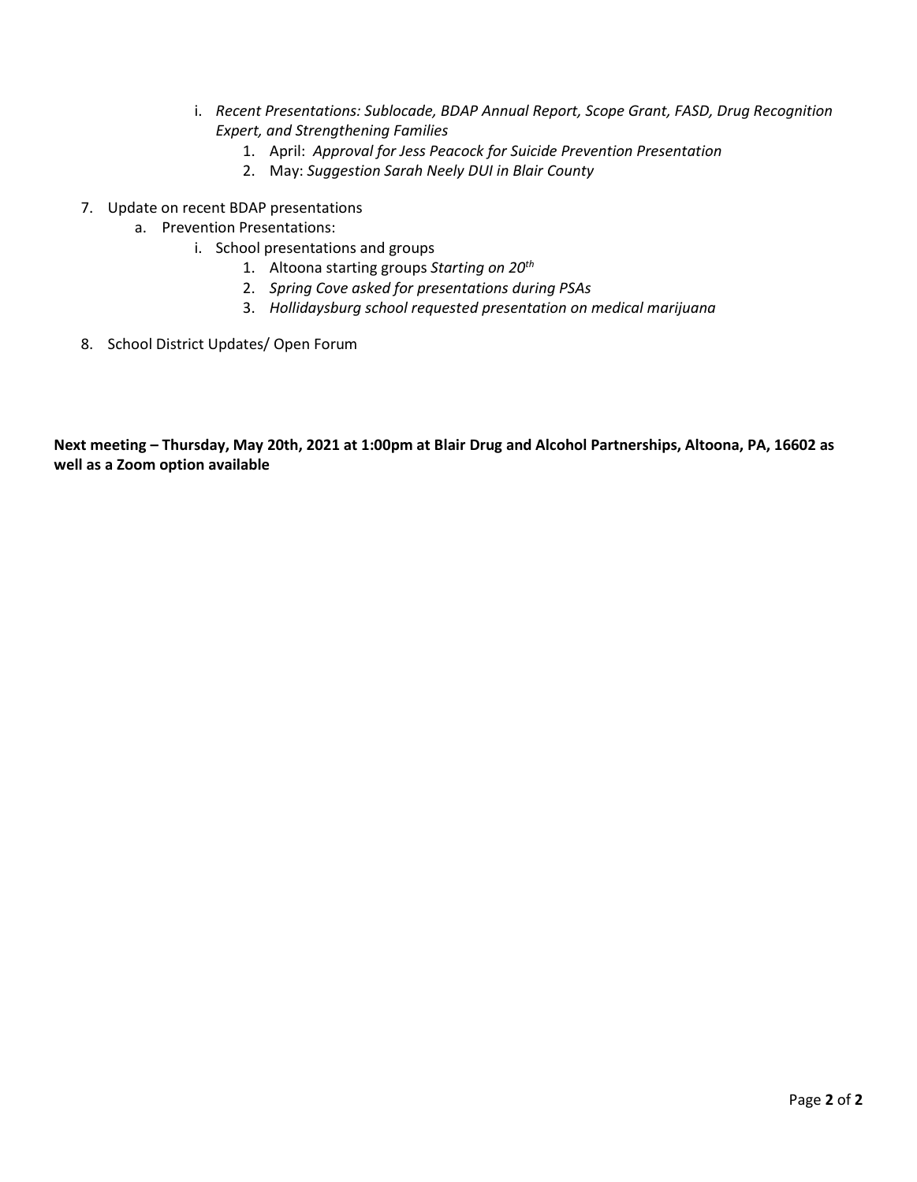- i. *Recent Presentations: Sublocade, BDAP Annual Report, Scope Grant, FASD, Drug Recognition Expert, and Strengthening Families*
     1. April: *Approval for Jess Peacock for Suicide Prevention Presentation*
     2. May: *Suggestion Sarah Neely DUI in Blair County*

7. Update on recent BDAP presentations
   - a. Prevention Presentations:
     - i. School presentations and groups
       1. Altoona starting groups *Starting on 20th*
       2. *Spring Cove asked for presentations during PSAs*
       3. *Hollidaysburg school requested presentation on medical marijuana*

8. School District Updates/ Open Forum

**Next meeting – Thursday, May 20th, 2021 at 1:00pm at Blair Drug and Alcohol Partnerships, Altoona, PA, 16602 as well as a Zoom option available**